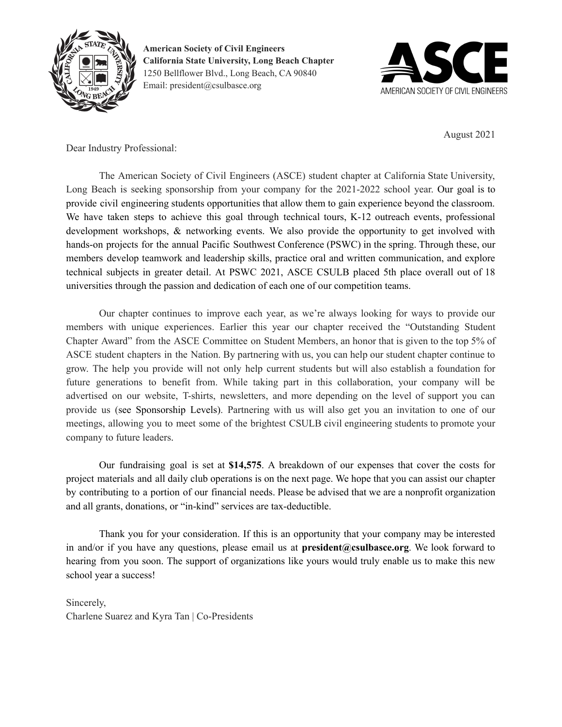**American Society of Civil Engineers**
**California State University, Long Beach Chapter**
1250 Bellflower Blvd., Long Beach, CA 90840
Email: president@csulbasce.org

August 2021

Dear Industry Professional:

The American Society of Civil Engineers (ASCE) student chapter at California State University, Long Beach is seeking sponsorship from your company for the 2021-2022 school year. Our goal is to provide civil engineering students opportunities that allow them to gain experience beyond the classroom. We have taken steps to achieve this goal through technical tours, K-12 outreach events, professional development workshops, & networking events. We also provide the opportunity to get involved with hands-on projects for the annual Pacific Southwest Conference (PSWC) in the spring. Through these, our members develop teamwork and leadership skills, practice oral and written communication, and explore technical subjects in greater detail. At PSWC 2021, ASCE CSULB placed 5th place overall out of 18 universities through the passion and dedication of each one of our competition teams.

Our chapter continues to improve each year, as we're always looking for ways to provide our members with unique experiences. Earlier this year our chapter received the "Outstanding Student Chapter Award" from the ASCE Committee on Student Members, an honor that is given to the top 5% of ASCE student chapters in the Nation. By partnering with us, you can help our student chapter continue to grow. The help you provide will not only help current students but will also establish a foundation for future generations to benefit from. While taking part in this collaboration, your company will be advertised on our website, T-shirts, newsletters, and more depending on the level of support you can provide us (see Sponsorship Levels). Partnering with us will also get you an invitation to one of our meetings, allowing you to meet some of the brightest CSULB civil engineering students to promote your company to future leaders.

Our fundraising goal is set at **$14,575**. A breakdown of our expenses that cover the costs for project materials and all daily club operations is on the next page. We hope that you can assist our chapter by contributing to a portion of our financial needs. Please be advised that we are a nonprofit organization and all grants, donations, or "in-kind" services are tax-deductible.

Thank you for your consideration. If this is an opportunity that your company may be interested in and/or if you have any questions, please email us at **president@csulbasce.org**. We look forward to hearing from you soon. The support of organizations like yours would truly enable us to make this new school year a success!

Sincerely,
Charlene Suarez and Kyra Tan | Co-Presidents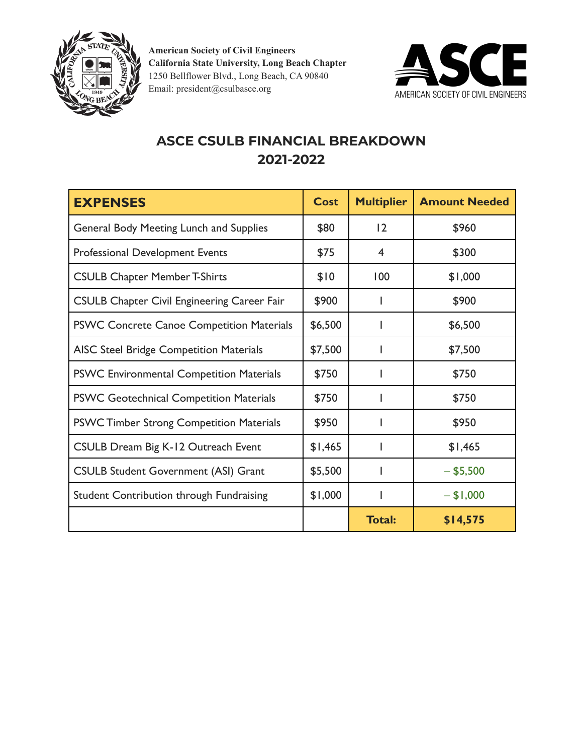**American Society of Civil Engineers**
**California State University, Long Beach Chapter**
1250 Bellflower Blvd., Long Beach, CA 90840
Email: president@csulbasce.org

AMERICAN SOCIETY OF CIVIL ENGINEERS

# ASCE CSULB FINANCIAL BREAKDOWN 2021-2022

| **EXPENSES** | **Cost** | **Multiplier** | **Amount Needed** |
|---|---|---|---|
| General Body Meeting Lunch and Supplies | $80 | 12 | $960 |
| Professional Development Events | $75 | 4 | $300 |
| CSULB Chapter Member T-Shirts | $10 | 100 | $1,000 |
| CSULB Chapter Civil Engineering Career Fair | $900 | 1 | $900 |
| PSWC Concrete Canoe Competition Materials | $6,500 | 1 | $6,500 |
| AISC Steel Bridge Competition Materials | $7,500 | 1 | $7,500 |
| PSWC Environmental Competition Materials | $750 | 1 | $750 |
| PSWC Geotechnical Competition Materials | $750 | 1 | $750 |
| PSWC Timber Strong Competition Materials | $950 | 1 | $950 |
| CSULB Dream Big K-12 Outreach Event | $1,465 | 1 | $1,465 |
| CSULB Student Government (ASI) Grant | $5,500 | 1 | – $5,500 |
| Student Contribution through Fundraising | $1,000 | 1 | – $1,000 |
| | | **Total:** | **$14,575** |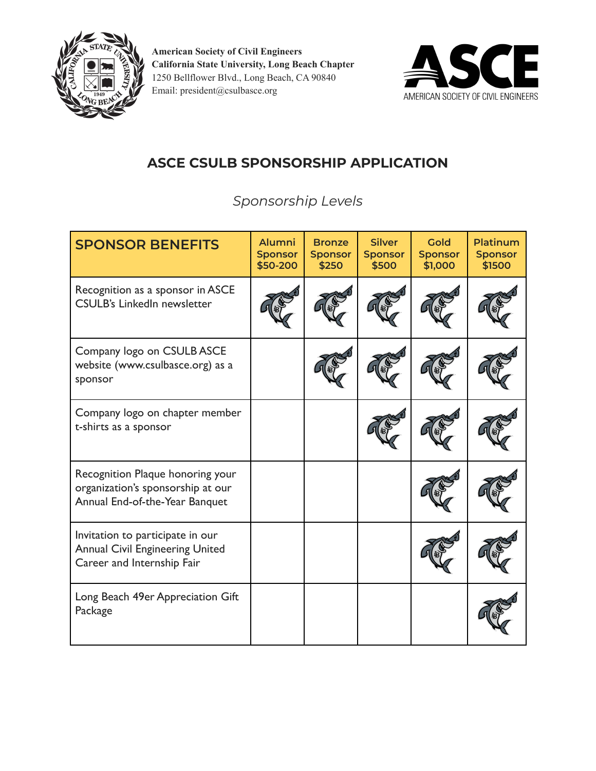**American Society of Civil Engineers**
**California State University, Long Beach Chapter**
1250 Bellflower Blvd., Long Beach, CA 90840
Email: president@csulbasce.org

## ASCE CSULB SPONSORSHIP APPLICATION

*Sponsorship Levels*

| SPONSOR BENEFITS | Alumni Sponsor $50-200 | Bronze Sponsor $250 | Silver Sponsor $500 | Gold Sponsor $1,000 | Platinum Sponsor $1500 |
|---|---|---|---|---|---|
| Recognition as a sponsor in ASCE CSULB's LinkedIn newsletter | ✓ | ✓ | ✓ | ✓ | ✓ |
| Company logo on CSULB ASCE website (www.csulbasce.org) as a sponsor | | ✓ | ✓ | ✓ | ✓ |
| Company logo on chapter member t-shirts as a sponsor | | | ✓ | ✓ | ✓ |
| Recognition Plaque honoring your organization's sponsorship at our Annual End-of-the-Year Banquet | | | | ✓ | ✓ |
| Invitation to participate in our Annual Civil Engineering United Career and Internship Fair | | | | ✓ | ✓ |
| Long Beach 49er Appreciation Gift Package | | | | | ✓ |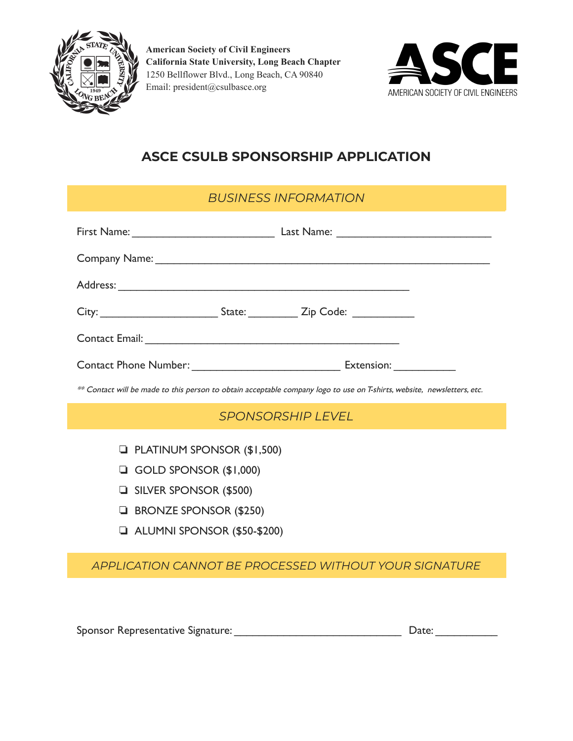**American Society of Civil Engineers**
**California State University, Long Beach Chapter**
1250 Bellflower Blvd., Long Beach, CA 90840
Email: president@csulbasce.org

ASCE
AMERICAN SOCIETY OF CIVIL ENGINEERS

# ASCE CSULB SPONSORSHIP APPLICATION

## *BUSINESS INFORMATION*

First Name: ________________________ Last Name: __________________________

Company Name: ________________________________________________________

Address: _________________________________________________

City: ____________________ State: ________ Zip Code: __________

Contact Email: ___________________________________________

Contact Phone Number: _________________________ Extension: __________

*** Contact will be made to this person to obtain acceptable company logo to use on T-shirts, website, newsletters, etc.*

## *SPONSORSHIP LEVEL*

- ❑ PLATINUM SPONSOR ($1,500)
- ❑ GOLD SPONSOR ($1,000)
- ❑ SILVER SPONSOR ($500)
- ❑ BRONZE SPONSOR ($250)
- ❑ ALUMNI SPONSOR ($50-$200)

## *APPLICATION CANNOT BE PROCESSED WITHOUT YOUR SIGNATURE*

Sponsor Representative Signature: ____________________________ Date: __________